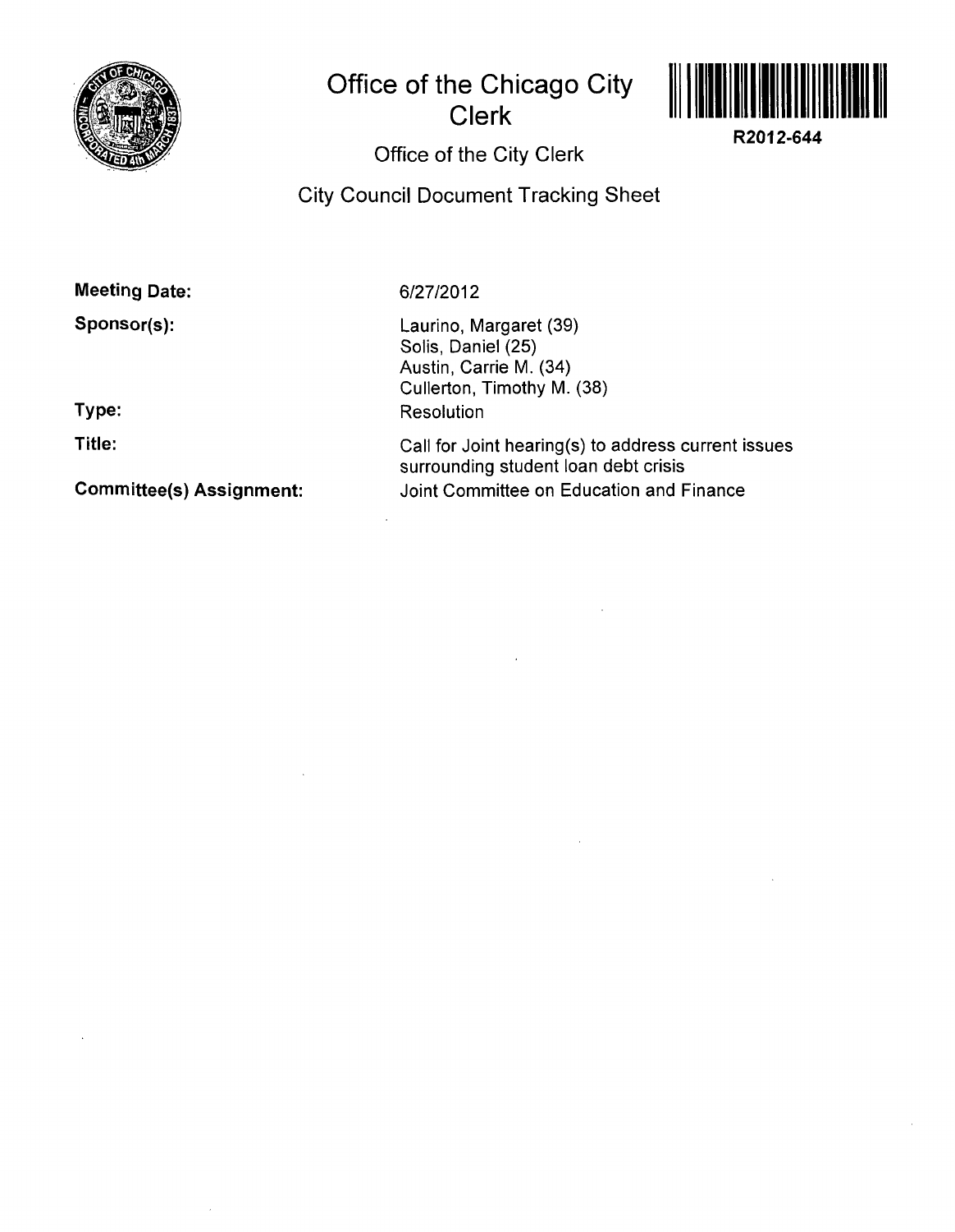# Office of the Chicago City Clerk

R2012-644

## Office of the City Clerk

## City Council Document Tracking Sheet

**Meeting Date:** 6/27/2012

**Sponsor(s):**
Laurino, Margaret (39)
Solis, Daniel (25)
Austin, Carrie M. (34)
Cullerton, Timothy M. (38)

**Type:** Resolution

**Title:** Call for Joint hearing(s) to address current issues surrounding student loan debt crisis

**Committee(s) Assignment:** Joint Committee on Education and Finance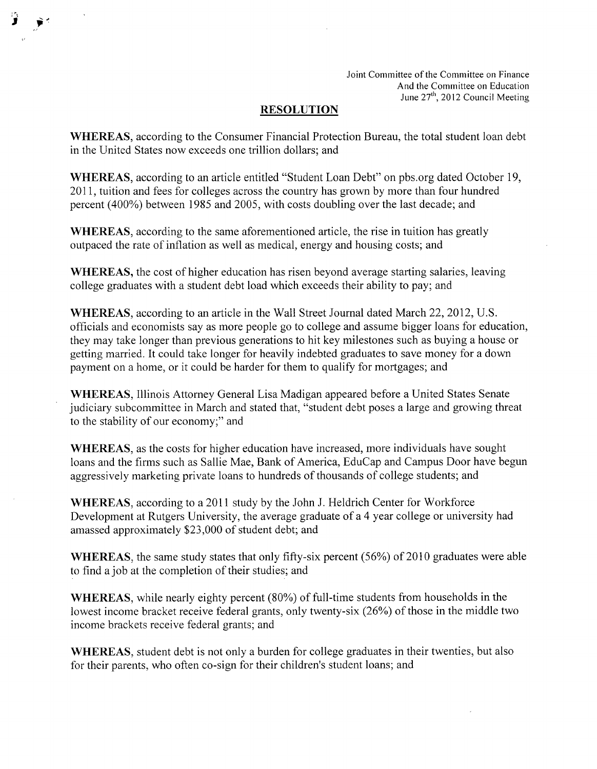Joint Committee of the Committee on Finance
And the Committee on Education
June 27th, 2012 Council Meeting

## RESOLUTION

**WHEREAS**, according to the Consumer Financial Protection Bureau, the total student loan debt in the United States now exceeds one trillion dollars; and

**WHEREAS**, according to an article entitled "Student Loan Debt" on pbs.org dated October 19, 2011, tuition and fees for colleges across the country has grown by more than four hundred percent (400%) between 1985 and 2005, with costs doubling over the last decade; and

**WHEREAS**, according to the same aforementioned article, the rise in tuition has greatly outpaced the rate of inflation as well as medical, energy and housing costs; and

**WHEREAS**, the cost of higher education has risen beyond average starting salaries, leaving college graduates with a student debt load which exceeds their ability to pay; and

**WHEREAS**, according to an article in the Wall Street Journal dated March 22, 2012, U.S. officials and economists say as more people go to college and assume bigger loans for education, they may take longer than previous generations to hit key milestones such as buying a house or getting married. It could take longer for heavily indebted graduates to save money for a down payment on a home, or it could be harder for them to qualify for mortgages; and

**WHEREAS**, Illinois Attorney General Lisa Madigan appeared before a United States Senate judiciary subcommittee in March and stated that, "student debt poses a large and growing threat to the stability of our economy;" and

**WHEREAS**, as the costs for higher education have increased, more individuals have sought loans and the firms such as Sallie Mae, Bank of America, EduCap and Campus Door have begun aggressively marketing private loans to hundreds of thousands of college students; and

**WHEREAS**, according to a 2011 study by the John J. Heldrich Center for Workforce Development at Rutgers University, the average graduate of a 4 year college or university had amassed approximately $23,000 of student debt; and

**WHEREAS**, the same study states that only fifty-six percent (56%) of 2010 graduates were able to find a job at the completion of their studies; and

**WHEREAS**, while nearly eighty percent (80%) of full-time students from households in the lowest income bracket receive federal grants, only twenty-six (26%) of those in the middle two income brackets receive federal grants; and

**WHEREAS**, student debt is not only a burden for college graduates in their twenties, but also for their parents, who often co-sign for their children's student loans; and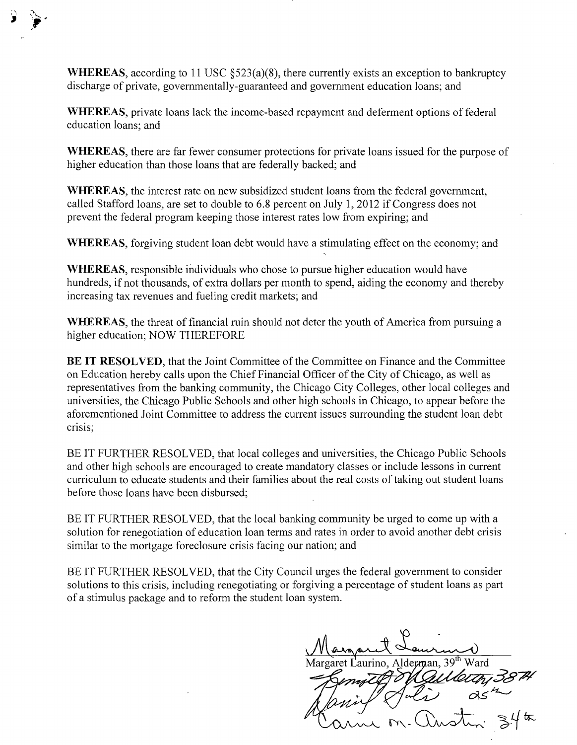**WHEREAS**, according to 11 USC §523(a)(8), there currently exists an exception to bankruptcy discharge of private, governmentally-guaranteed and government education loans; and

**WHEREAS**, private loans lack the income-based repayment and deferment options of federal education loans; and

**WHEREAS**, there are far fewer consumer protections for private loans issued for the purpose of higher education than those loans that are federally backed; and

**WHEREAS**, the interest rate on new subsidized student loans from the federal government, called Stafford loans, are set to double to 6.8 percent on July 1, 2012 if Congress does not prevent the federal program keeping those interest rates low from expiring; and

**WHEREAS**, forgiving student loan debt would have a stimulating effect on the economy; and

**WHEREAS**, responsible individuals who chose to pursue higher education would have hundreds, if not thousands, of extra dollars per month to spend, aiding the economy and thereby increasing tax revenues and fueling credit markets; and

**WHEREAS**, the threat of financial ruin should not deter the youth of America from pursuing a higher education; NOW THEREFORE

**BE IT RESOLVED**, that the Joint Committee of the Committee on Finance and the Committee on Education hereby calls upon the Chief Financial Officer of the City of Chicago, as well as representatives from the banking community, the Chicago City Colleges, other local colleges and universities, the Chicago Public Schools and other high schools in Chicago, to appear before the aforementioned Joint Committee to address the current issues surrounding the student loan debt crisis;

BE IT FURTHER RESOLVED, that local colleges and universities, the Chicago Public Schools and other high schools are encouraged to create mandatory classes or include lessons in current curriculum to educate students and their families about the real costs of taking out student loans before those loans have been disbursed;

BE IT FURTHER RESOLVED, that the local banking community be urged to come up with a solution for renegotiation of education loan terms and rates in order to avoid another debt crisis similar to the mortgage foreclosure crisis facing our nation; and

BE IT FURTHER RESOLVED, that the City Council urges the federal government to consider solutions to this crisis, including renegotiating or forgiving a percentage of student loans as part of a stimulus package and to reform the student loan system.

Margaret Laurino

Margaret Laurino, Alderman, 39th Ward

Timothy M. Cullerton 38th

Daniel Solis 25th

Carrie M. Austin 34th